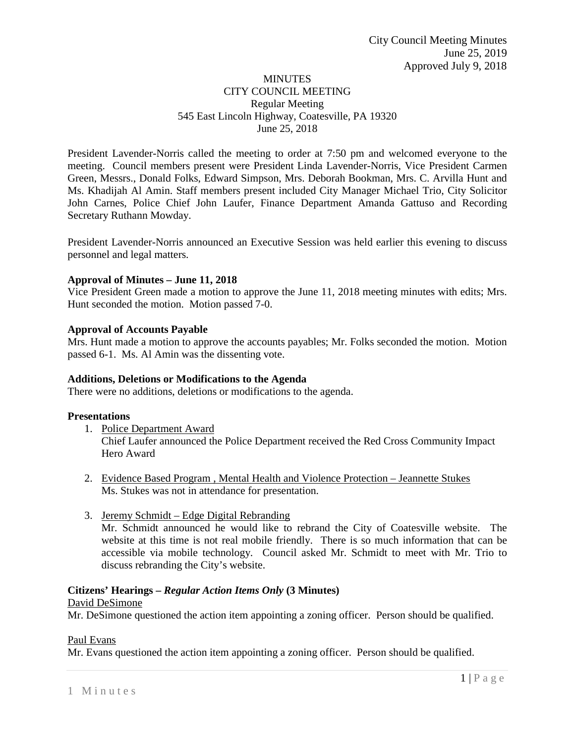City Council Meeting Minutes
June 25, 2019
Approved July 9, 2018

# MINUTES
## CITY COUNCIL MEETING
### Regular Meeting
545 East Lincoln Highway, Coatesville, PA 19320
June 25, 2018

President Lavender-Norris called the meeting to order at 7:50 pm and welcomed everyone to the meeting. Council members present were President Linda Lavender-Norris, Vice President Carmen Green, Messrs., Donald Folks, Edward Simpson, Mrs. Deborah Bookman, Mrs. C. Arvilla Hunt and Ms. Khadijah Al Amin. Staff members present included City Manager Michael Trio, City Solicitor John Carnes, Police Chief John Laufer, Finance Department Amanda Gattuso and Recording Secretary Ruthann Mowday.

President Lavender-Norris announced an Executive Session was held earlier this evening to discuss personnel and legal matters.

**Approval of Minutes – June 11, 2018**
Vice President Green made a motion to approve the June 11, 2018 meeting minutes with edits; Mrs. Hunt seconded the motion. Motion passed 7-0.

**Approval of Accounts Payable**
Mrs. Hunt made a motion to approve the accounts payables; Mr. Folks seconded the motion. Motion passed 6-1. Ms. Al Amin was the dissenting vote.

**Additions, Deletions or Modifications to the Agenda**
There were no additions, deletions or modifications to the agenda.

**Presentations**

1. Police Department Award
   Chief Laufer announced the Police Department received the Red Cross Community Impact Hero Award

2. Evidence Based Program , Mental Health and Violence Protection – Jeannette Stukes
   Ms. Stukes was not in attendance for presentation.

3. Jeremy Schmidt – Edge Digital Rebranding
   Mr. Schmidt announced he would like to rebrand the City of Coatesville website. The website at this time is not real mobile friendly. There is so much information that can be accessible via mobile technology. Council asked Mr. Schmidt to meet with Mr. Trio to discuss rebranding the City's website.

**Citizens' Hearings – *Regular Action Items Only* (3 Minutes)**

David DeSimone
Mr. DeSimone questioned the action item appointing a zoning officer. Person should be qualified.

Paul Evans
Mr. Evans questioned the action item appointing a zoning officer. Person should be qualified.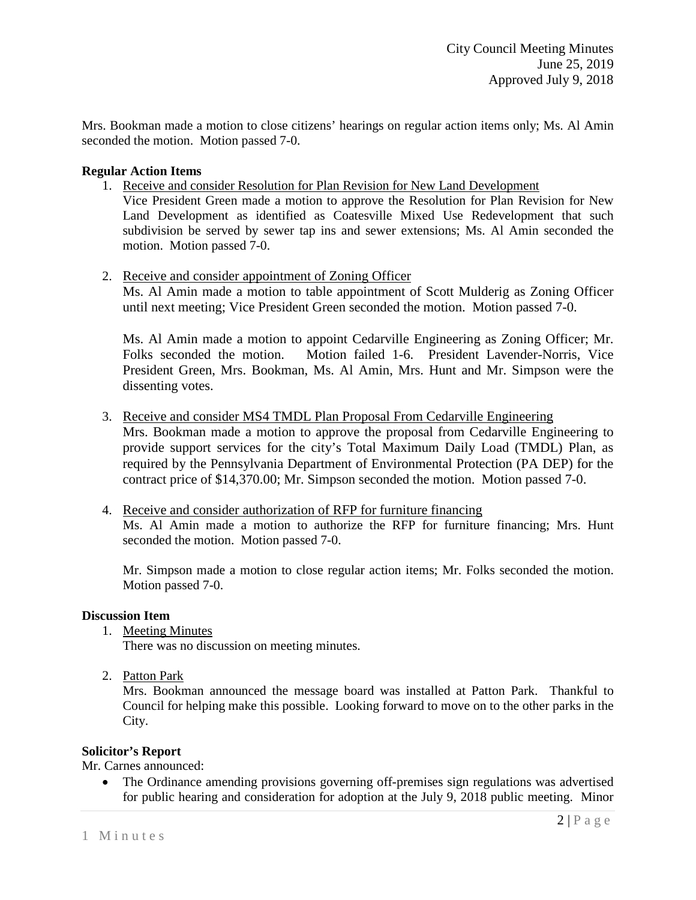Mrs. Bookman made a motion to close citizens' hearings on regular action items only; Ms. Al Amin seconded the motion. Motion passed 7-0.

**Regular Action Items**

1. Receive and consider Resolution for Plan Revision for New Land Development

   Vice President Green made a motion to approve the Resolution for Plan Revision for New Land Development as identified as Coatesville Mixed Use Redevelopment that such subdivision be served by sewer tap ins and sewer extensions; Ms. Al Amin seconded the motion. Motion passed 7-0.

2. Receive and consider appointment of Zoning Officer

   Ms. Al Amin made a motion to table appointment of Scott Mulderig as Zoning Officer until next meeting; Vice President Green seconded the motion. Motion passed 7-0.

   Ms. Al Amin made a motion to appoint Cedarville Engineering as Zoning Officer; Mr. Folks seconded the motion. Motion failed 1-6. President Lavender-Norris, Vice President Green, Mrs. Bookman, Ms. Al Amin, Mrs. Hunt and Mr. Simpson were the dissenting votes.

3. Receive and consider MS4 TMDL Plan Proposal From Cedarville Engineering

   Mrs. Bookman made a motion to approve the proposal from Cedarville Engineering to provide support services for the city's Total Maximum Daily Load (TMDL) Plan, as required by the Pennsylvania Department of Environmental Protection (PA DEP) for the contract price of $14,370.00; Mr. Simpson seconded the motion. Motion passed 7-0.

4. Receive and consider authorization of RFP for furniture financing

   Ms. Al Amin made a motion to authorize the RFP for furniture financing; Mrs. Hunt seconded the motion. Motion passed 7-0.

   Mr. Simpson made a motion to close regular action items; Mr. Folks seconded the motion. Motion passed 7-0.

**Discussion Item**

1. Meeting Minutes

   There was no discussion on meeting minutes.

2. Patton Park

   Mrs. Bookman announced the message board was installed at Patton Park. Thankful to Council for helping make this possible. Looking forward to move on to the other parks in the City.

**Solicitor's Report**

Mr. Carnes announced:

- The Ordinance amending provisions governing off-premises sign regulations was advertised for public hearing and consideration for adoption at the July 9, 2018 public meeting. Minor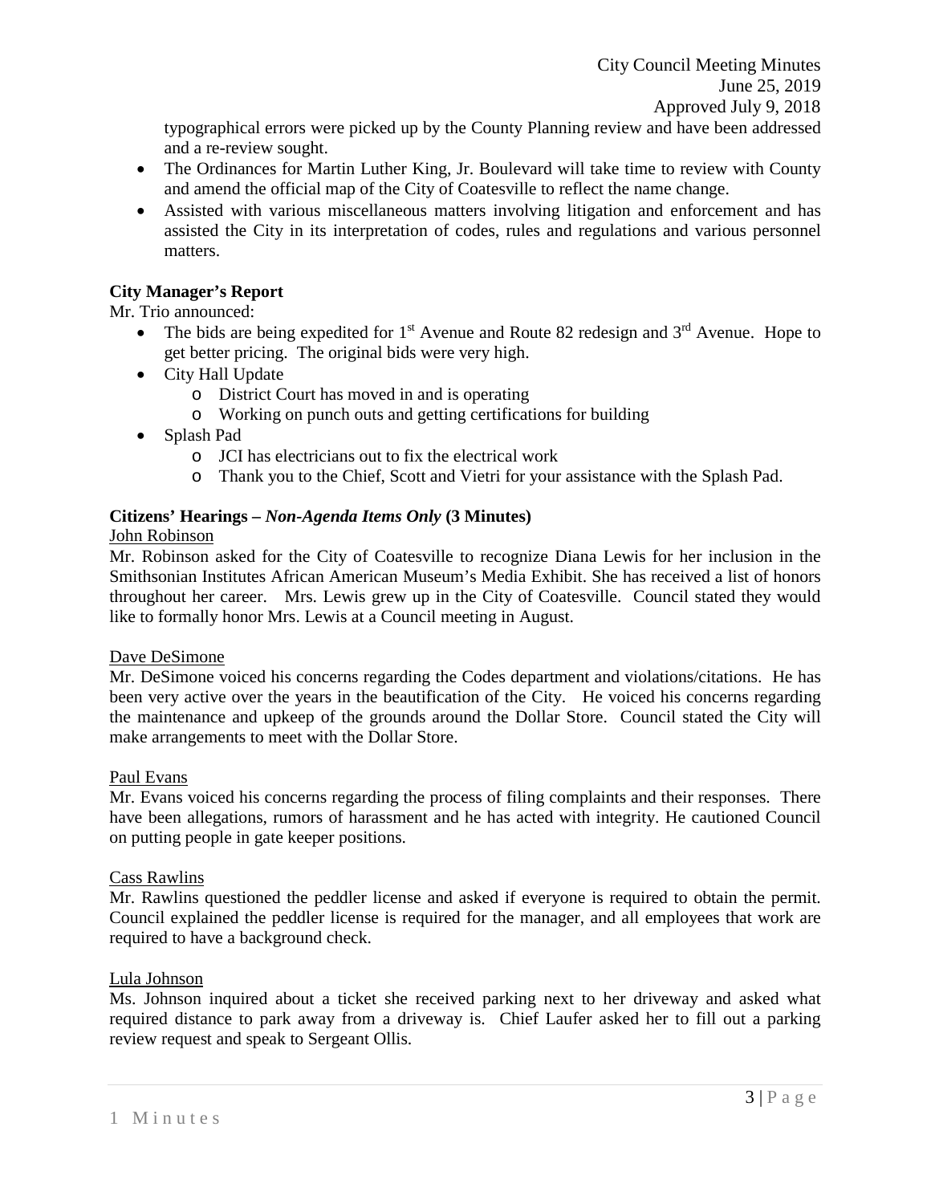typographical errors were picked up by the County Planning review and have been addressed and a re-review sought.

- The Ordinances for Martin Luther King, Jr. Boulevard will take time to review with County and amend the official map of the City of Coatesville to reflect the name change.
- Assisted with various miscellaneous matters involving litigation and enforcement and has assisted the City in its interpretation of codes, rules and regulations and various personnel matters.

**City Manager's Report**

Mr. Trio announced:

- The bids are being expedited for 1st Avenue and Route 82 redesign and 3rd Avenue. Hope to get better pricing. The original bids were very high.
- City Hall Update
  - District Court has moved in and is operating
  - Working on punch outs and getting certifications for building
- Splash Pad
  - JCI has electricians out to fix the electrical work
  - Thank you to the Chief, Scott and Vietri for your assistance with the Splash Pad.

**Citizens' Hearings – *Non-Agenda Items Only* (3 Minutes)**

John Robinson

Mr. Robinson asked for the City of Coatesville to recognize Diana Lewis for her inclusion in the Smithsonian Institutes African American Museum's Media Exhibit. She has received a list of honors throughout her career. Mrs. Lewis grew up in the City of Coatesville. Council stated they would like to formally honor Mrs. Lewis at a Council meeting in August.

Dave DeSimone

Mr. DeSimone voiced his concerns regarding the Codes department and violations/citations. He has been very active over the years in the beautification of the City. He voiced his concerns regarding the maintenance and upkeep of the grounds around the Dollar Store. Council stated the City will make arrangements to meet with the Dollar Store.

Paul Evans

Mr. Evans voiced his concerns regarding the process of filing complaints and their responses. There have been allegations, rumors of harassment and he has acted with integrity. He cautioned Council on putting people in gate keeper positions.

Cass Rawlins

Mr. Rawlins questioned the peddler license and asked if everyone is required to obtain the permit. Council explained the peddler license is required for the manager, and all employees that work are required to have a background check.

Lula Johnson

Ms. Johnson inquired about a ticket she received parking next to her driveway and asked what required distance to park away from a driveway is. Chief Laufer asked her to fill out a parking review request and speak to Sergeant Ollis.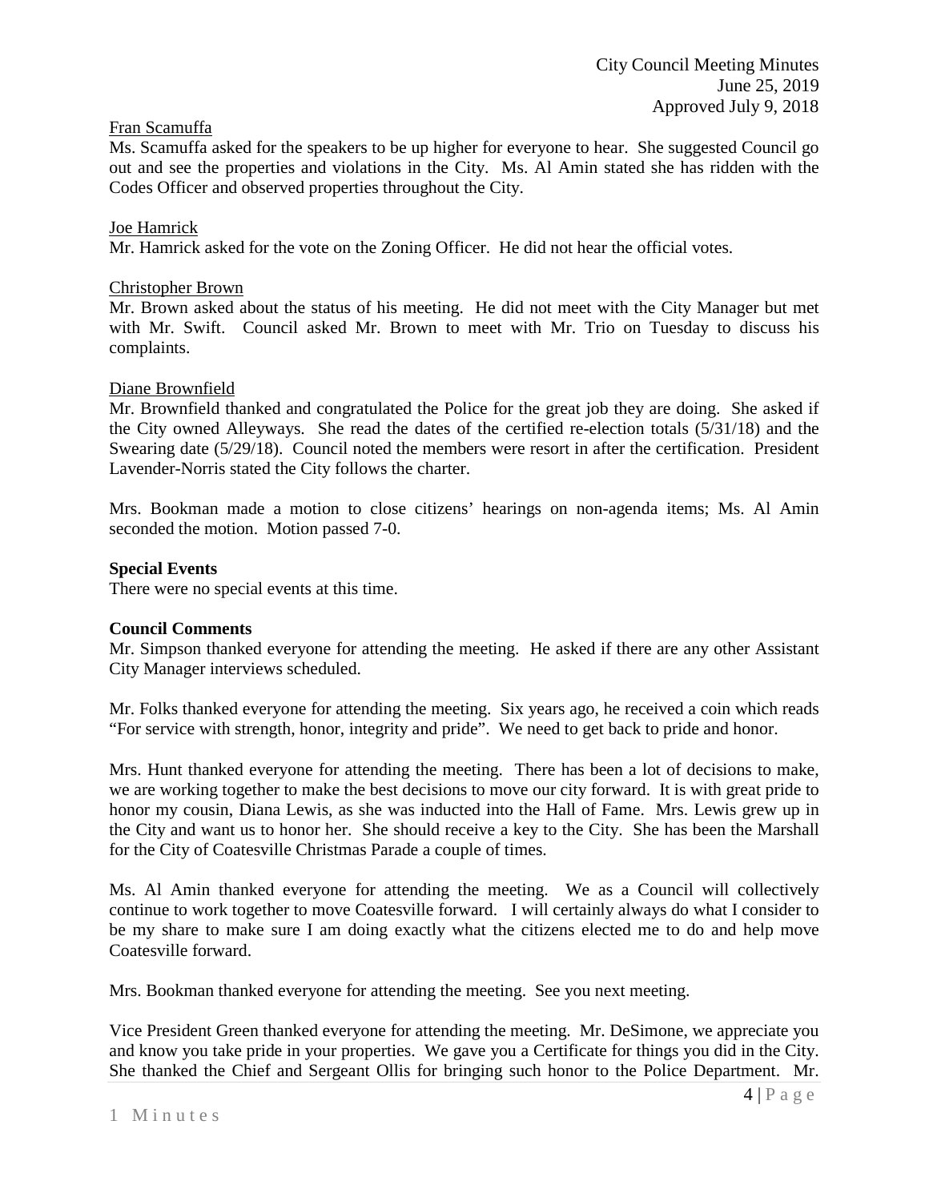Fran Scamuffa

Ms. Scamuffa asked for the speakers to be up higher for everyone to hear. She suggested Council go out and see the properties and violations in the City. Ms. Al Amin stated she has ridden with the Codes Officer and observed properties throughout the City.

Joe Hamrick

Mr. Hamrick asked for the vote on the Zoning Officer. He did not hear the official votes.

Christopher Brown

Mr. Brown asked about the status of his meeting. He did not meet with the City Manager but met with Mr. Swift. Council asked Mr. Brown to meet with Mr. Trio on Tuesday to discuss his complaints.

Diane Brownfield

Mr. Brownfield thanked and congratulated the Police for the great job they are doing. She asked if the City owned Alleyways. She read the dates of the certified re-election totals (5/31/18) and the Swearing date (5/29/18). Council noted the members were resort in after the certification. President Lavender-Norris stated the City follows the charter.

Mrs. Bookman made a motion to close citizens' hearings on non-agenda items; Ms. Al Amin seconded the motion. Motion passed 7-0.

**Special Events**

There were no special events at this time.

**Council Comments**

Mr. Simpson thanked everyone for attending the meeting. He asked if there are any other Assistant City Manager interviews scheduled.

Mr. Folks thanked everyone for attending the meeting. Six years ago, he received a coin which reads "For service with strength, honor, integrity and pride". We need to get back to pride and honor.

Mrs. Hunt thanked everyone for attending the meeting. There has been a lot of decisions to make, we are working together to make the best decisions to move our city forward. It is with great pride to honor my cousin, Diana Lewis, as she was inducted into the Hall of Fame. Mrs. Lewis grew up in the City and want us to honor her. She should receive a key to the City. She has been the Marshall for the City of Coatesville Christmas Parade a couple of times.

Ms. Al Amin thanked everyone for attending the meeting. We as a Council will collectively continue to work together to move Coatesville forward. I will certainly always do what I consider to be my share to make sure I am doing exactly what the citizens elected me to do and help move Coatesville forward.

Mrs. Bookman thanked everyone for attending the meeting. See you next meeting.

Vice President Green thanked everyone for attending the meeting. Mr. DeSimone, we appreciate you and know you take pride in your properties. We gave you a Certificate for things you did in the City. She thanked the Chief and Sergeant Ollis for bringing such honor to the Police Department. Mr.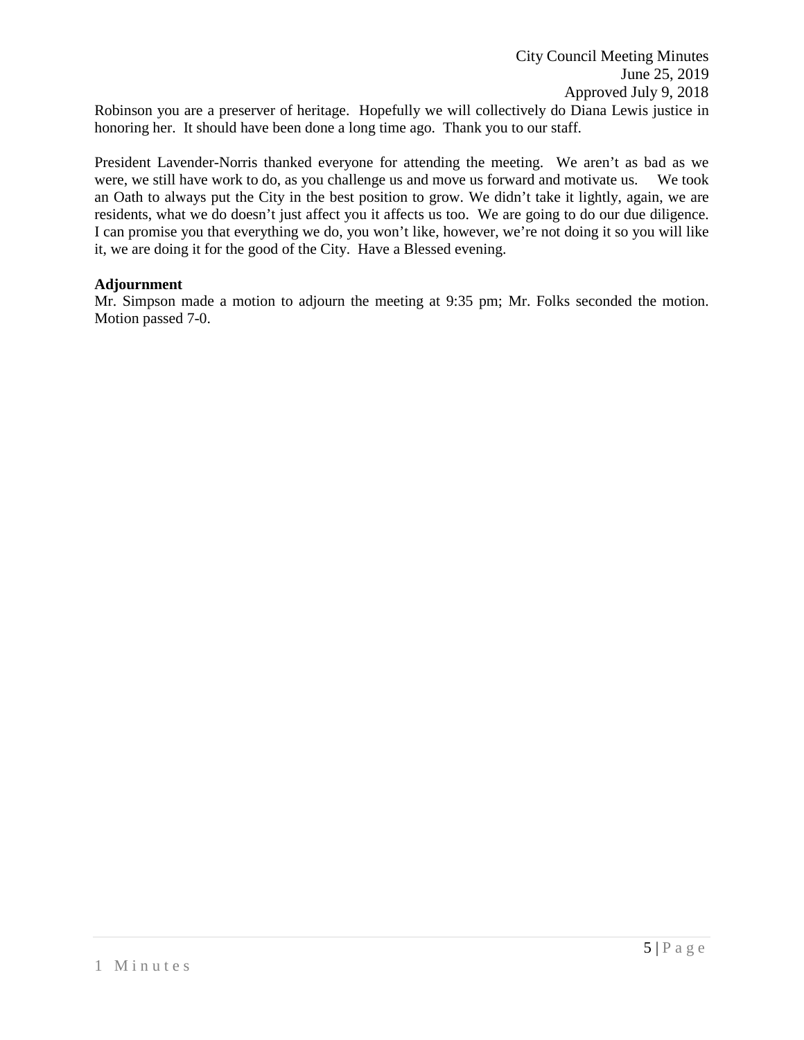Robinson you are a preserver of heritage. Hopefully we will collectively do Diana Lewis justice in honoring her. It should have been done a long time ago. Thank you to our staff.

President Lavender-Norris thanked everyone for attending the meeting. We aren't as bad as we were, we still have work to do, as you challenge us and move us forward and motivate us. We took an Oath to always put the City in the best position to grow. We didn't take it lightly, again, we are residents, what we do doesn't just affect you it affects us too. We are going to do our due diligence. I can promise you that everything we do, you won't like, however, we're not doing it so you will like it, we are doing it for the good of the City. Have a Blessed evening.

**Adjournment**

Mr. Simpson made a motion to adjourn the meeting at 9:35 pm; Mr. Folks seconded the motion. Motion passed 7-0.